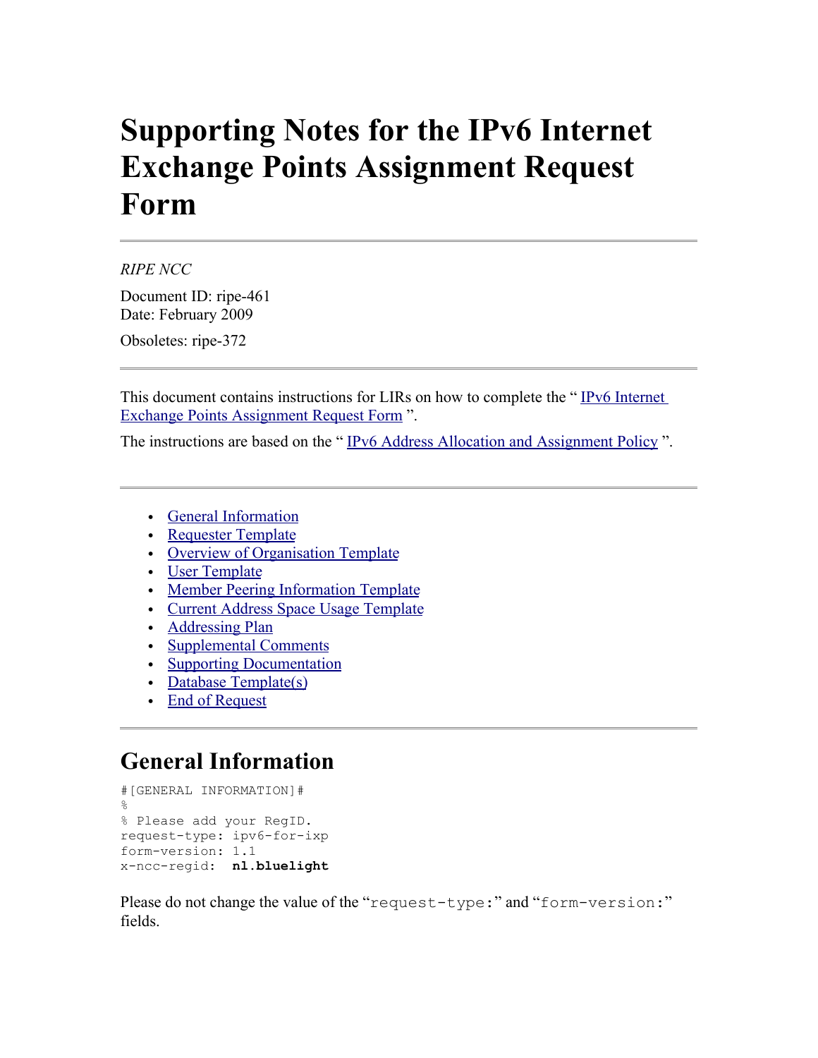# Supporting Notes for the IPv6 Internet Exchange Points Assignment Request Form

---

*RIPE NCC*

Document ID: ripe-461
Date: February 2009

Obsoletes: ripe-372

---

This document contains instructions for LIRs on how to complete the " IPv6 Internet Exchange Points Assignment Request Form ".

The instructions are based on the " IPv6 Address Allocation and Assignment Policy ".

---

- General Information
- Requester Template
- Overview of Organisation Template
- User Template
- Member Peering Information Template
- Current Address Space Usage Template
- Addressing Plan
- Supplemental Comments
- Supporting Documentation
- Database Template(s)
- End of Request

---

## General Information

```
#[GENERAL INFORMATION]#
%
% Please add your RegID.
request-type: ipv6-for-ixp
form-version: 1.1
x-ncc-regid:  nl.bluelight
```

Please do not change the value of the "`request-type:`" and "`form-version:`" fields.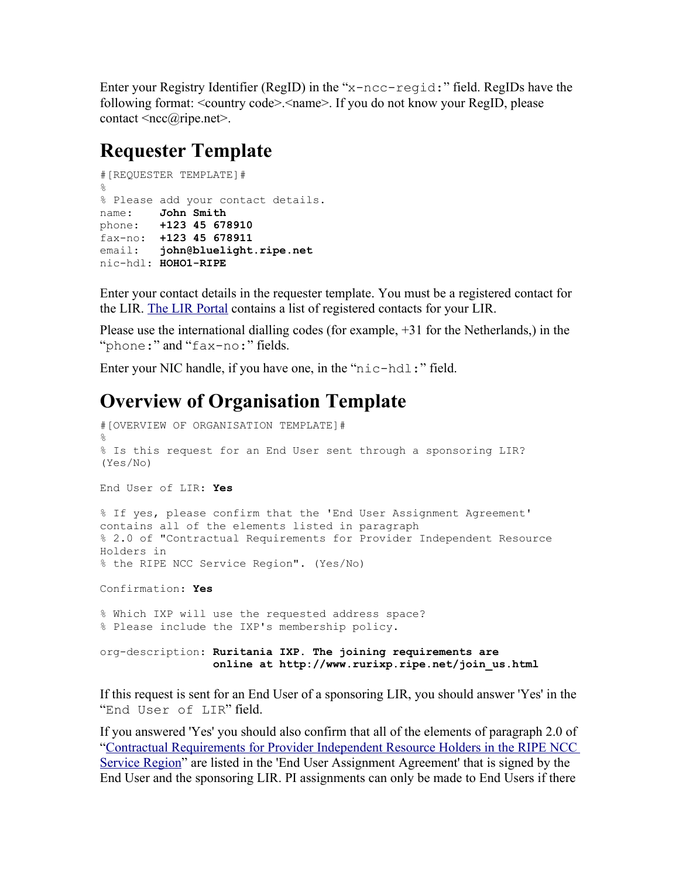Enter your Registry Identifier (RegID) in the "`x-ncc-regid:`" field. RegIDs have the following format: <country code>.<name>. If you do not know your RegID, please contact <ncc@ripe.net>.

# Requester Template

```
#[REQUESTER TEMPLATE]#
%
% Please add your contact details.
name:    John Smith
phone:   +123 45 678910
fax-no:  +123 45 678911
email:   john@bluelight.ripe.net
nic-hdl: HOHO1-RIPE
```

Enter your contact details in the requester template. You must be a registered contact for the LIR. [The LIR Portal] contains a list of registered contacts for your LIR.

Please use the international dialling codes (for example, +31 for the Netherlands,) in the "`phone:`" and "`fax-no:`" fields.

Enter your NIC handle, if you have one, in the "`nic-hdl:`" field.

# Overview of Organisation Template

```
#[OVERVIEW OF ORGANISATION TEMPLATE]#
%
% Is this request for an End User sent through a sponsoring LIR?
(Yes/No)

End User of LIR: Yes

% If yes, please confirm that the 'End User Assignment Agreement'
contains all of the elements listed in paragraph
% 2.0 of "Contractual Requirements for Provider Independent Resource
Holders in
% the RIPE NCC Service Region". (Yes/No)

Confirmation: Yes

% Which IXP will use the requested address space?
% Please include the IXP's membership policy.

org-description: Ruritania IXP. The joining requirements are
                 online at http://www.rurixp.ripe.net/join_us.html
```

If this request is sent for an End User of a sponsoring LIR, you should answer 'Yes' in the "`End User of LIR`" field.

If you answered 'Yes' you should also confirm that all of the elements of paragraph 2.0 of "Contractual Requirements for Provider Independent Resource Holders in the RIPE NCC Service Region" are listed in the 'End User Assignment Agreement' that is signed by the End User and the sponsoring LIR. PI assignments can only be made to End Users if there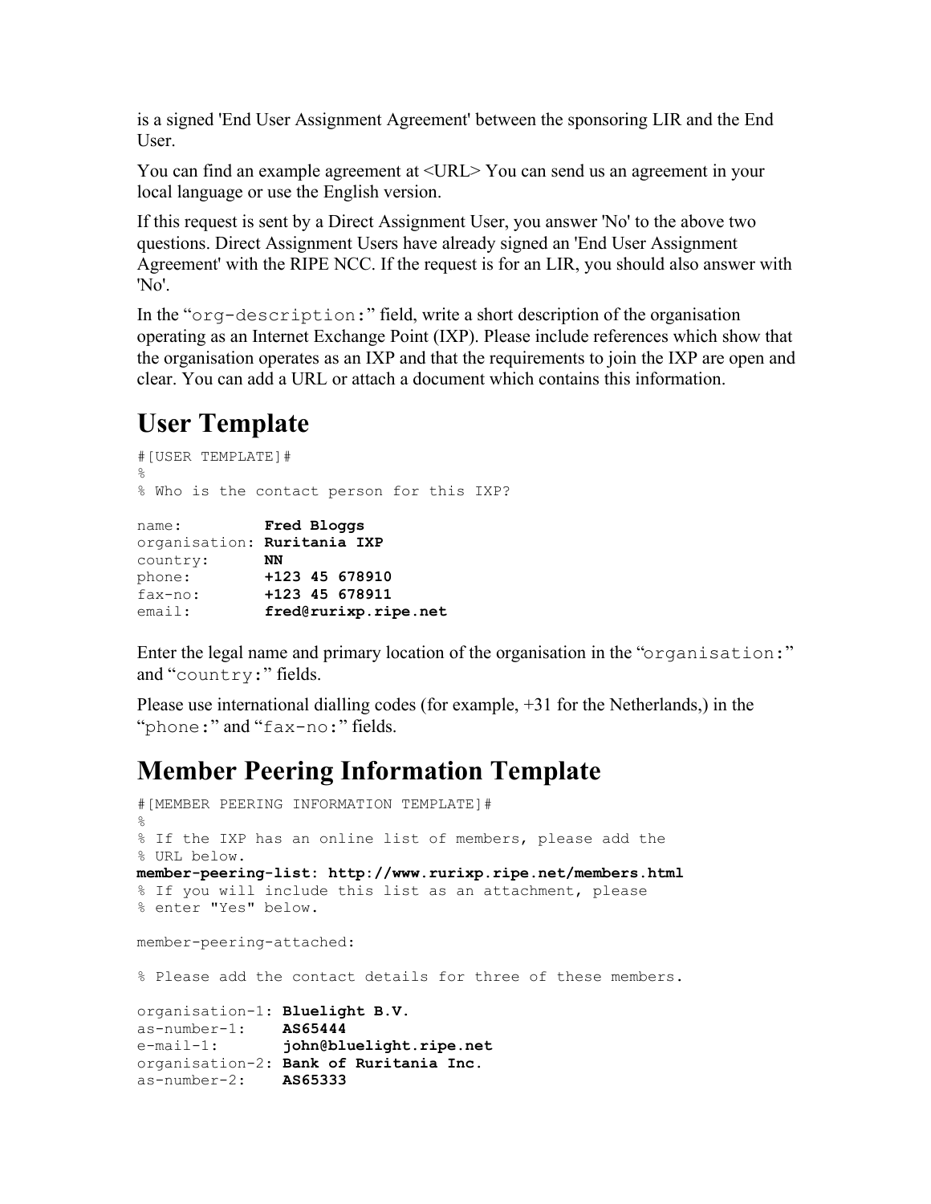is a signed 'End User Assignment Agreement' between the sponsoring LIR and the End User.

You can find an example agreement at <URL> You can send us an agreement in your local language or use the English version.

If this request is sent by a Direct Assignment User, you answer 'No' to the above two questions. Direct Assignment Users have already signed an 'End User Assignment Agreement' with the RIPE NCC. If the request is for an LIR, you should also answer with 'No'.

In the "`org-description:`" field, write a short description of the organisation operating as an Internet Exchange Point (IXP). Please include references which show that the organisation operates as an IXP and that the requirements to join the IXP are open and clear. You can add a URL or attach a document which contains this information.

# User Template

```
#[USER TEMPLATE]#
%
% Who is the contact person for this IXP?

name:         Fred Bloggs
organisation: Ruritania IXP
country:      NN
phone:        +123 45 678910
fax-no:       +123 45 678911
email:        fred@rurixp.ripe.net
```

Enter the legal name and primary location of the organisation in the "`organisation:`" and "`country:`" fields.

Please use international dialling codes (for example, +31 for the Netherlands,) in the "`phone:`" and "`fax-no:`" fields.

# Member Peering Information Template

```
#[MEMBER PEERING INFORMATION TEMPLATE]#
%
% If the IXP has an online list of members, please add the
% URL below.
member-peering-list: http://www.rurixp.ripe.net/members.html
% If you will include this list as an attachment, please
% enter "Yes" below.

member-peering-attached:

% Please add the contact details for three of these members.

organisation-1: Bluelight B.V.
as-number-1:    AS65444
e-mail-1:       john@bluelight.ripe.net
organisation-2: Bank of Ruritania Inc.
as-number-2:    AS65333
```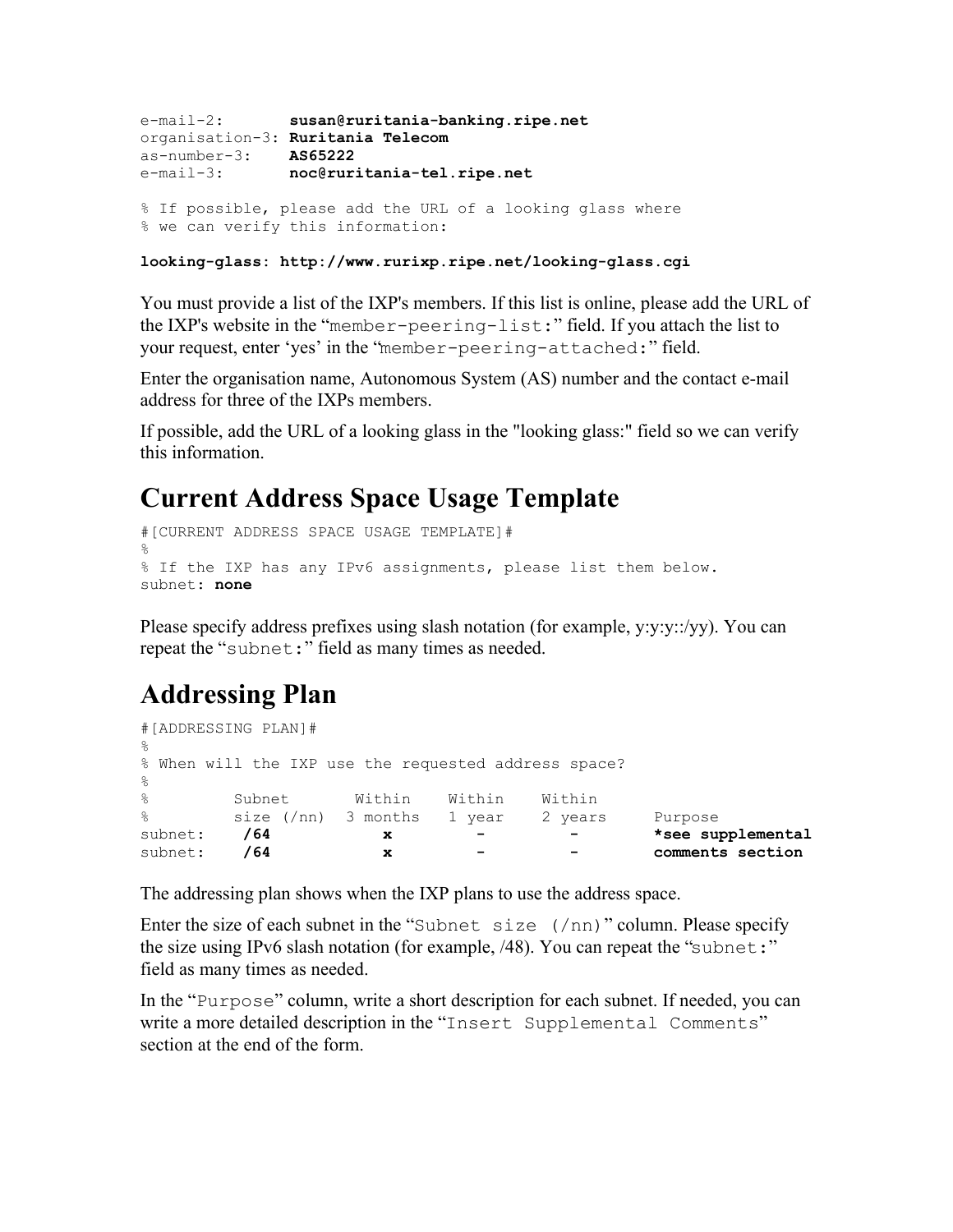```
e-mail-2:        susan@ruritania-banking.ripe.net
organisation-3: Ruritania Telecom
as-number-3:     AS65222
e-mail-3:        noc@ruritania-tel.ripe.net

% If possible, please add the URL of a looking glass where
% we can verify this information:

looking-glass: http://www.rurixp.ripe.net/looking-glass.cgi
```

You must provide a list of the IXP's members. If this list is online, please add the URL of the IXP's website in the "`member-peering-list:`" field. If you attach the list to your request, enter 'yes' in the "`member-peering-attached:`" field.

Enter the organisation name, Autonomous System (AS) number and the contact e-mail address for three of the IXPs members.

If possible, add the URL of a looking glass in the "looking glass:" field so we can verify this information.

# Current Address Space Usage Template

```
#[CURRENT ADDRESS SPACE USAGE TEMPLATE]#
%
% If the IXP has any IPv6 assignments, please list them below.
subnet: none
```

Please specify address prefixes using slash notation (for example, y:y:y::/yy). You can repeat the "`subnet:`" field as many times as needed.

# Addressing Plan

```
#[ADDRESSING PLAN]#
%
% When will the IXP use the requested address space?
%
%         Subnet       Within    Within    Within
%         size (/nn)  3 months   1 year    2 years     Purpose
subnet:    /64           x         -          -        *see supplemental
subnet:    /64           x         -          -        comments section
```

The addressing plan shows when the IXP plans to use the address space.

Enter the size of each subnet in the "`Subnet size (/nn)`" column. Please specify the size using IPv6 slash notation (for example, /48). You can repeat the "`subnet:`" field as many times as needed.

In the "`Purpose`" column, write a short description for each subnet. If needed, you can write a more detailed description in the "`Insert Supplemental Comments`" section at the end of the form.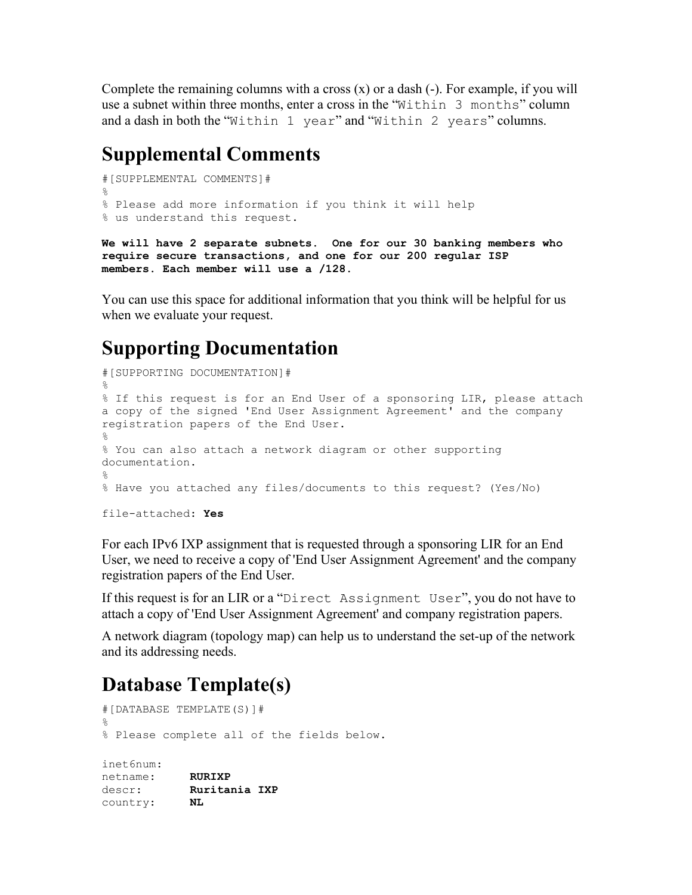Complete the remaining columns with a cross (x) or a dash (-). For example, if you will use a subnet within three months, enter a cross in the “`Within 3 months`” column and a dash in both the “`Within 1 year`” and “`Within 2 years`” columns.

## Supplemental Comments

```
#[SUPPLEMENTAL COMMENTS]#
%
% Please add more information if you think it will help
% us understand this request.
```

**`We will have 2 separate subnets. One for our 30 banking members who require secure transactions, and one for our 200 regular ISP members. Each member will use a /128.`**

You can use this space for additional information that you think will be helpful for us when we evaluate your request.

## Supporting Documentation

```
#[SUPPORTING DOCUMENTATION]#
%
% If this request is for an End User of a sponsoring LIR, please attach
a copy of the signed 'End User Assignment Agreement' and the company
registration papers of the End User.
%
% You can also attach a network diagram or other supporting
documentation.
%
% Have you attached any files/documents to this request? (Yes/No)

file-attached: Yes
```

For each IPv6 IXP assignment that is requested through a sponsoring LIR for an End User, we need to receive a copy of 'End User Assignment Agreement' and the company registration papers of the End User.

If this request is for an LIR or a “`Direct Assignment User`”, you do not have to attach a copy of 'End User Assignment Agreement' and company registration papers.

A network diagram (topology map) can help us to understand the set-up of the network and its addressing needs.

## Database Template(s)

```
#[DATABASE TEMPLATE(S)]#
%
% Please complete all of the fields below.

inet6num:
netname:     RURIXP
descr:       Ruritania IXP
country:     NL
```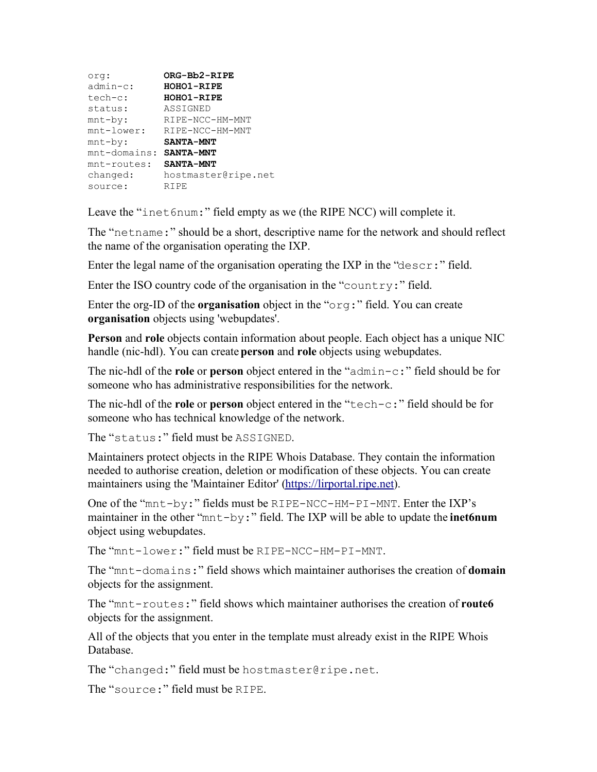```
org:         ORG-Bb2-RIPE
admin-c:     HOHO1-RIPE
tech-c:      HOHO1-RIPE
status:      ASSIGNED
mnt-by:      RIPE-NCC-HM-MNT
mnt-lower:   RIPE-NCC-HM-MNT
mnt-by:      SANTA-MNT
mnt-domains: SANTA-MNT
mnt-routes:  SANTA-MNT
changed:     hostmaster@ripe.net
source:      RIPE
```

Leave the "`inet6num:`" field empty as we (the RIPE NCC) will complete it.

The "`netname:`" should be a short, descriptive name for the network and should reflect the name of the organisation operating the IXP.

Enter the legal name of the organisation operating the IXP in the "`descr:`" field.

Enter the ISO country code of the organisation in the "`country:`" field.

Enter the org-ID of the **organisation** object in the "`org:`" field. You can create **organisation** objects using 'webupdates'.

**Person** and **role** objects contain information about people. Each object has a unique NIC handle (nic-hdl). You can create **person** and **role** objects using webupdates.

The nic-hdl of the **role** or **person** object entered in the "`admin-c:`" field should be for someone who has administrative responsibilities for the network.

The nic-hdl of the **role** or **person** object entered in the "`tech-c:`" field should be for someone who has technical knowledge of the network.

The "`status:`" field must be `ASSIGNED`.

Maintainers protect objects in the RIPE Whois Database. They contain the information needed to authorise creation, deletion or modification of these objects. You can create maintainers using the 'Maintainer Editor' (https://lirportal.ripe.net).

One of the "`mnt-by:`" fields must be `RIPE-NCC-HM-PI-MNT`. Enter the IXP's maintainer in the other "`mnt-by:`" field. The IXP will be able to update the **inet6num** object using webupdates.

The "`mnt-lower:`" field must be `RIPE-NCC-HM-PI-MNT`.

The "`mnt-domains:`" field shows which maintainer authorises the creation of **domain** objects for the assignment.

The "`mnt-routes:`" field shows which maintainer authorises the creation of **route6** objects for the assignment.

All of the objects that you enter in the template must already exist in the RIPE Whois Database.

The "`changed:`" field must be `hostmaster@ripe.net`.

The "`source:`" field must be `RIPE`.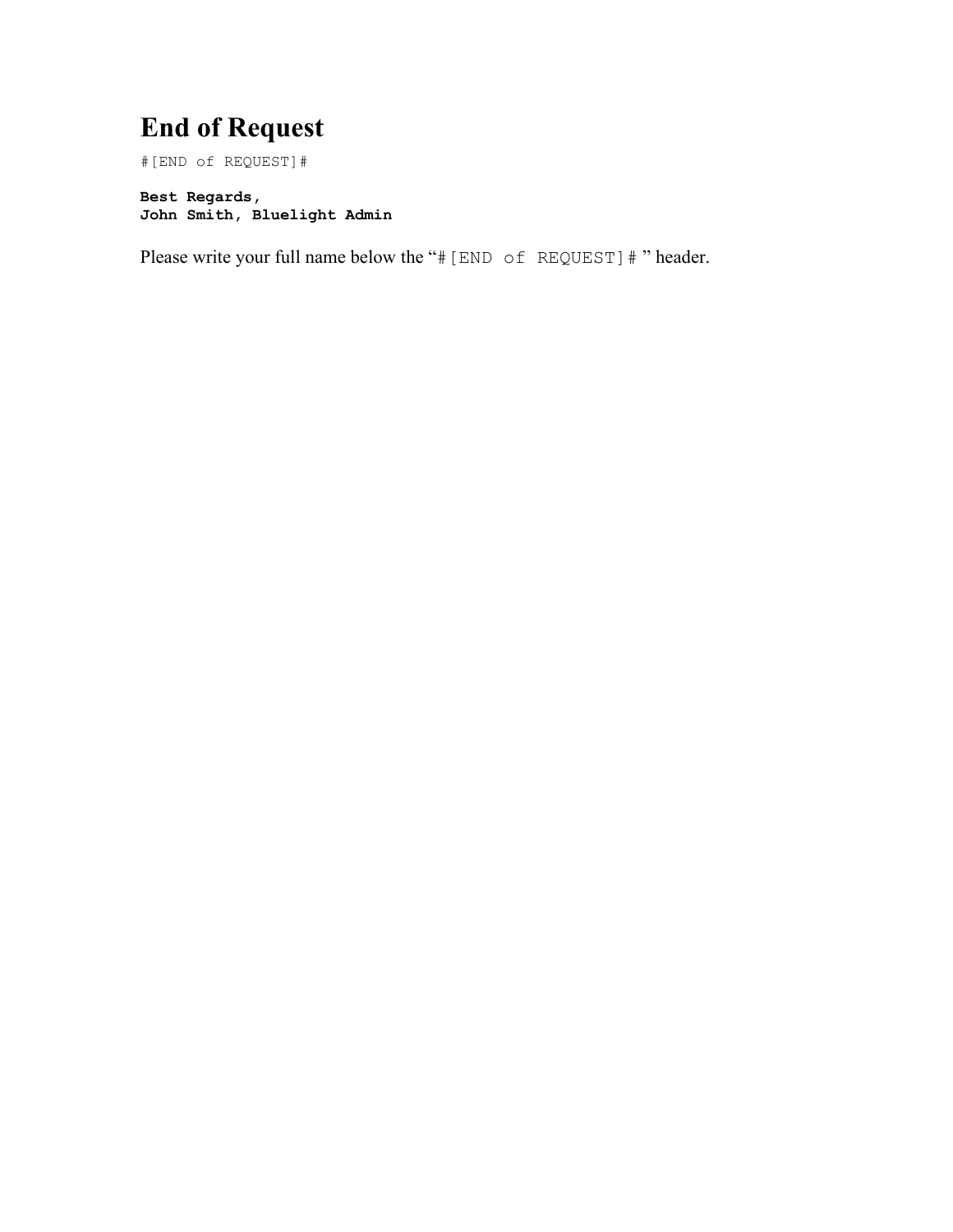# End of Request

```
#[END of REQUEST]#
```

**Best Regards,**
**John Smith, Bluelight Admin**

Please write your full name below the "`#[END of REQUEST]#`" header.